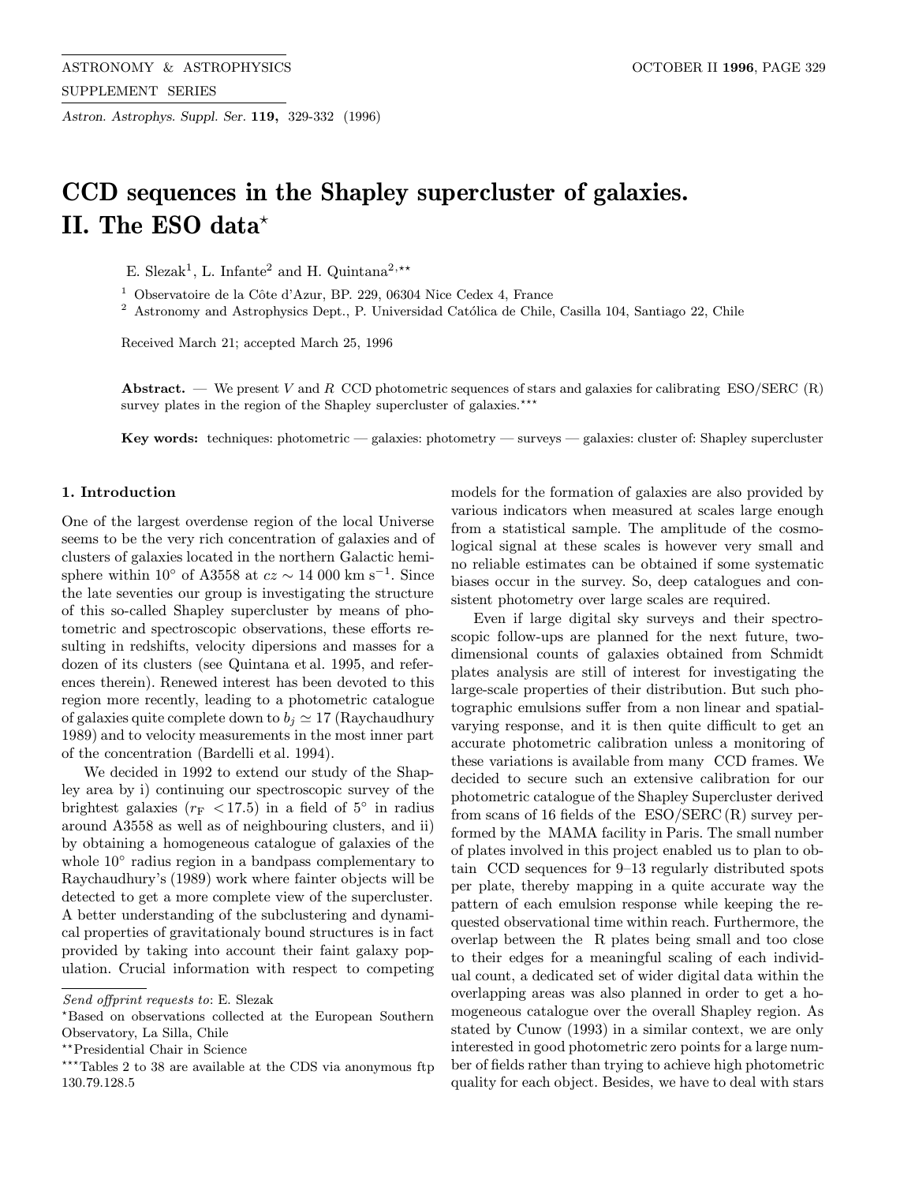# CCD sequences in the Shapley supercluster of galaxies. II. The ESO data*

E. Slezak[1], L. Infante[2] and H. Quintana[2,**]

[1] Observatoire de la Côte d'Azur, BP. 229, 06304 Nice Cedex 4, France

[2] Astronomy and Astrophysics Dept., P. Universidad Católica de Chile, Casilla 104, Santiago 22, Chile

Received March 21; accepted March 25, 1996

**Abstract.** — We present $V$ and $R$ CCD photometric sequences of stars and galaxies for calibrating ESO/SERC (R) survey plates in the region of the Shapley supercluster of galaxies.***

**Key words:** techniques: photometric — galaxies: photometry — surveys — galaxies: cluster of: Shapley supercluster

## 1. Introduction

One of the largest overdense region of the local Universe seems to be the very rich concentration of galaxies and of clusters of galaxies located in the northern Galactic hemisphere within $10^\circ$ of A3558 at $cz \sim 14\ 000$ km s$^{-1}$. Since the late seventies our group is investigating the structure of this so-called Shapley supercluster by means of photometric and spectroscopic observations, these efforts resulting in redshifts, velocity dipersions and masses for a dozen of its clusters (see Quintana et al. 1995, and references therein). Renewed interest has been devoted to this region more recently, leading to a photometric catalogue of galaxies quite complete down to $b_j \simeq 17$ (Raychaudhury 1989) and to velocity measurements in the most inner part of the concentration (Bardelli et al. 1994).

We decided in 1992 to extend our study of the Shapley area by i) continuing our spectroscopic survey of the brightest galaxies ($r_{\rm F} < 17.5$) in a field of $5^\circ$ in radius around A3558 as well as of neighbouring clusters, and ii) by obtaining a homogeneous catalogue of galaxies of the whole $10^\circ$ radius region in a bandpass complementary to Raychaudhury's (1989) work where fainter objects will be detected to get a more complete view of the supercluster. A better understanding of the subclustering and dynamical properties of gravitationaly bound structures is in fact provided by taking into account their faint galaxy population. Crucial information with respect to competing models for the formation of galaxies are also provided by various indicators when measured at scales large enough from a statistical sample. The amplitude of the cosmological signal at these scales is however very small and no reliable estimates can be obtained if some systematic biases occur in the survey. So, deep catalogues and consistent photometry over large scales are required.

Even if large digital sky surveys and their spectroscopic follow-ups are planned for the next future, two-dimensional counts of galaxies obtained from Schmidt plates analysis are still of interest for investigating the large-scale properties of their distribution. But such photographic emulsions suffer from a non linear and spatial-varying response, and it is then quite difficult to get an accurate photometric calibration unless a monitoring of these variations is available from many CCD frames. We decided to secure such an extensive calibration for our photometric catalogue of the Shapley Supercluster derived from scans of 16 fields of the ESO/SERC (R) survey performed by the MAMA facility in Paris. The small number of plates involved in this project enabled us to plan to obtain CCD sequences for 9–13 regularly distributed spots per plate, thereby mapping in a quite accurate way the pattern of each emulsion response while keeping the requested observational time within reach. Furthermore, the overlap between the R plates being small and too close to their edges for a meaningful scaling of each individual count, a dedicated set of wider digital data within the overlapping areas was also planned in order to get a homogeneous catalogue over the overall Shapley region. As stated by Cunow (1993) in a similar context, we are only interested in good photometric zero points for a large number of fields rather than trying to achieve high photometric quality for each object. Besides, we have to deal with stars

---

*Send offprint requests to*: E. Slezak

*Based on observations collected at the European Southern Observatory, La Silla, Chile

**Presidential Chair in Science

***Tables 2 to 38 are available at the CDS via anonymous ftp 130.79.128.5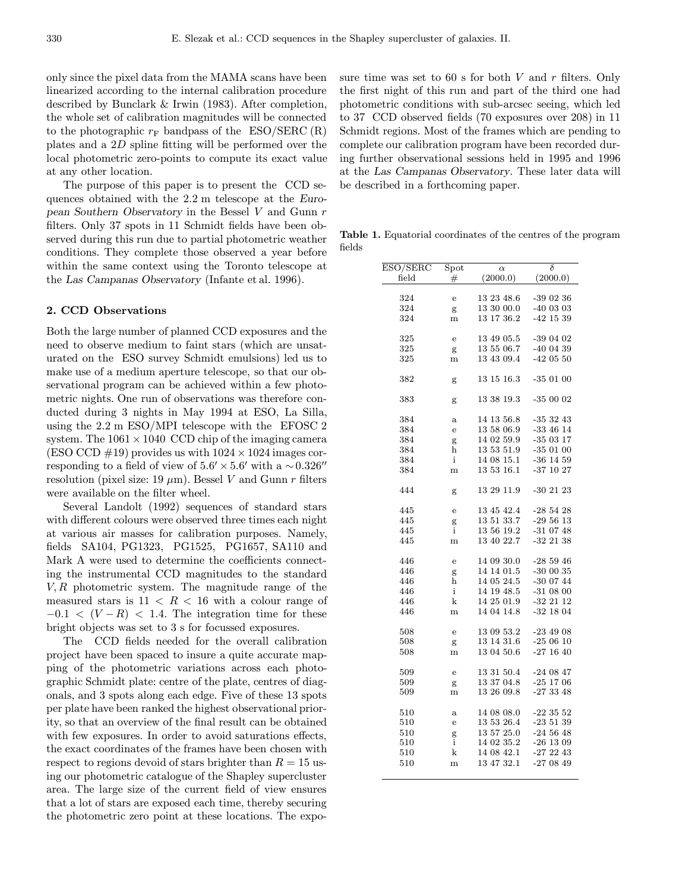only since the pixel data from the MAMA scans have been linearized according to the internal calibration procedure described by Bunclark & Irwin (1983). After completion, the whole set of calibration magnitudes will be connected to the photographic $r_{\rm F}$ bandpass of the ESO/SERC (R) plates and a 2*D* spline fitting will be performed over the local photometric zero-points to compute its exact value at any other location.

The purpose of this paper is to present the CCD sequences obtained with the 2.2 m telescope at the *European Southern Observatory* in the Bessel $V$ and Gunn $r$ filters. Only 37 spots in 11 Schmidt fields have been observed during this run due to partial photometric weather conditions. They complete those observed a year before within the same context using the Toronto telescope at the *Las Campanas Observatory* (Infante et al. 1996).

## 2. CCD Observations

Both the large number of planned CCD exposures and the need to observe medium to faint stars (which are unsaturated on the ESO survey Schmidt emulsions) led us to make use of a medium aperture telescope, so that our observational program can be achieved within a few photometric nights. One run of observations was therefore conducted during 3 nights in May 1994 at ESO, La Silla, using the 2.2 m ESO/MPI telescope with the EFOSC 2 system. The $1061 \times 1040$ CCD chip of the imaging camera (ESO CCD #19) provides us with $1024 \times 1024$ images corresponding to a field of view of $5.6' \times 5.6'$ with a $\sim 0.326''$ resolution (pixel size: 19 $\mu$m). Bessel $V$ and Gunn $r$ filters were available on the filter wheel.

Several Landolt (1992) sequences of standard stars with different colours were observed three times each night at various air masses for calibration purposes. Namely, fields SA104, PG1323, PG1525, PG1657, SA110 and Mark A were used to determine the coefficients connecting the instrumental CCD magnitudes to the standard $V, R$ photometric system. The magnitude range of the measured stars is $11 < R < 16$ with a colour range of $-0.1 < (V-R) < 1.4$. The integration time for these bright objects was set to 3 s for focussed exposures.

The CCD fields needed for the overall calibration project have been spaced to insure a quite accurate mapping of the photometric variations across each photographic Schmidt plate: centre of the plate, centres of diagonals, and 3 spots along each edge. Five of these 13 spots per plate have been ranked the highest observational priority, so that an overview of the final result can be obtained with few exposures. In order to avoid saturations effects, the exact coordinates of the frames have been chosen with respect to regions devoid of stars brighter than $R = 15$ using our photometric catalogue of the Shapley supercluster area. The large size of the current field of view ensures that a lot of stars are exposed each time, thereby securing the photometric zero point at these locations. The exposure time was set to 60 s for both $V$ and $r$ filters. Only the first night of this run and part of the third one had photometric conditions with sub-arcsec seeing, which led to 37 CCD observed fields (70 exposures over 208) in 11 Schmidt regions. Most of the frames which are pending to complete our calibration program have been recorded during further observational sessions held in 1995 and 1996 at the *Las Campanas Observatory*. These later data will be described in a forthcoming paper.

**Table 1.** Equatorial coordinates of the centres of the program fields

| ESO/SERC field | Spot # | $\alpha$ (2000.0) | $\delta$ (2000.0) |
|---|---|---|---|
| 324 | e | 13 23 48.6 | -39 02 36 |
| 324 | g | 13 30 00.0 | -40 03 03 |
| 324 | m | 13 17 36.2 | -42 15 39 |
| 325 | e | 13 49 05.5 | -39 04 02 |
| 325 | g | 13 55 06.7 | -40 04 39 |
| 325 | m | 13 43 09.4 | -42 05 50 |
| 382 | g | 13 15 16.3 | -35 01 00 |
| 383 | g | 13 38 19.3 | -35 00 02 |
| 384 | a | 14 13 56.8 | -35 32 43 |
| 384 | e | 13 58 06.9 | -33 46 14 |
| 384 | g | 14 02 59.9 | -35 03 17 |
| 384 | h | 13 53 51.9 | -35 01 00 |
| 384 | i | 14 08 15.1 | -36 14 59 |
| 384 | m | 13 53 16.1 | -37 10 27 |
| 444 | g | 13 29 11.9 | -30 21 23 |
| 445 | e | 13 45 42.4 | -28 54 28 |
| 445 | g | 13 51 33.7 | -29 56 13 |
| 445 | i | 13 56 19.2 | -31 07 48 |
| 445 | m | 13 40 22.7 | -32 21 38 |
| 446 | e | 14 09 30.0 | -28 59 46 |
| 446 | g | 14 14 01.5 | -30 00 35 |
| 446 | h | 14 05 24.5 | -30 07 44 |
| 446 | i | 14 19 48.5 | -31 08 00 |
| 446 | k | 14 25 01.9 | -32 21 12 |
| 446 | m | 14 04 14.8 | -32 18 04 |
| 508 | e | 13 09 53.2 | -23 49 08 |
| 508 | g | 13 14 31.6 | -25 06 10 |
| 508 | m | 13 04 50.6 | -27 16 40 |
| 509 | e | 13 31 50.4 | -24 08 47 |
| 509 | g | 13 37 04.8 | -25 17 06 |
| 509 | m | 13 26 09.8 | -27 33 48 |
| 510 | a | 14 08 08.0 | -22 35 52 |
| 510 | e | 13 53 26.4 | -23 51 39 |
| 510 | g | 13 57 25.0 | -24 56 48 |
| 510 | i | 14 02 35.2 | -26 13 09 |
| 510 | k | 14 08 42.1 | -27 22 43 |
| 510 | m | 13 47 32.1 | -27 08 49 |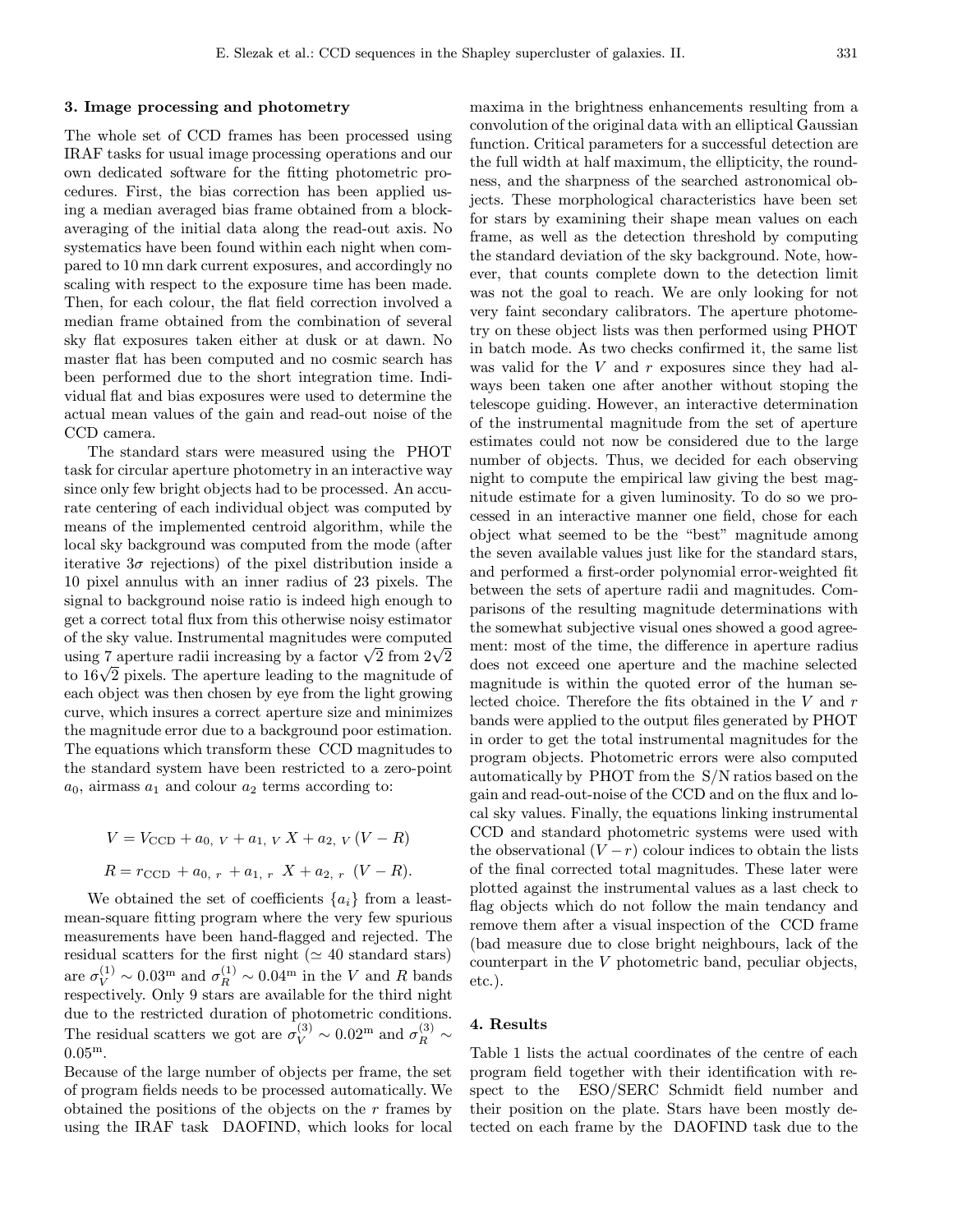## 3. Image processing and photometry

The whole set of CCD frames has been processed using IRAF tasks for usual image processing operations and our own dedicated software for the fitting photometric procedures. First, the bias correction has been applied using a median averaged bias frame obtained from a block-averaging of the initial data along the read-out axis. No systematics have been found within each night when compared to 10 mn dark current exposures, and accordingly no scaling with respect to the exposure time has been made. Then, for each colour, the flat field correction involved a median frame obtained from the combination of several sky flat exposures taken either at dusk or at dawn. No master flat has been computed and no cosmic search has been performed due to the short integration time. Individual flat and bias exposures were used to determine the actual mean values of the gain and read-out noise of the CCD camera.

The standard stars were measured using the PHOT task for circular aperture photometry in an interactive way since only few bright objects had to be processed. An accurate centering of each individual object was computed by means of the implemented centroid algorithm, while the local sky background was computed from the mode (after iterative $3\sigma$ rejections) of the pixel distribution inside a 10 pixel annulus with an inner radius of 23 pixels. The signal to background noise ratio is indeed high enough to get a correct total flux from this otherwise noisy estimator of the sky value. Instrumental magnitudes were computed using 7 aperture radii increasing by a factor $\sqrt{2}$ from $2\sqrt{2}$ to $16\sqrt{2}$ pixels. The aperture leading to the magnitude of each object was then chosen by eye from the light growing curve, which insures a correct aperture size and minimizes the magnitude error due to a background poor estimation. The equations which transform these CCD magnitudes to the standard system have been restricted to a zero-point $a_0$, airmass $a_1$ and colour $a_2$ terms according to:

$$V = V_{\rm CCD} + a_{0,\,V} + a_{1,\,V}\,X + a_{2,\,V}\,(V-R)$$

$$R = r_{\rm CCD} + a_{0,\,r} + a_{1,\,r}\,X + a_{2,\,r}\,(V-R).$$

We obtained the set of coefficients $\{a_i\}$ from a least-mean-square fitting program where the very few spurious measurements have been hand-flagged and rejected. The residual scatters for the first night ($\simeq 40$ standard stars) are $\sigma_V^{(1)} \sim 0.03^{\rm m}$ and $\sigma_R^{(1)} \sim 0.04^{\rm m}$ in the $V$ and $R$ bands respectively. Only 9 stars are available for the third night due to the restricted duration of photometric conditions. The residual scatters we got are $\sigma_V^{(3)} \sim 0.02^{\rm m}$ and $\sigma_R^{(3)} \sim 0.05^{\rm m}$.

Because of the large number of objects per frame, the set of program fields needs to be processed automatically. We obtained the positions of the objects on the $r$ frames by using the IRAF task DAOFIND, which looks for local maxima in the brightness enhancements resulting from a convolution of the original data with an elliptical Gaussian function. Critical parameters for a successful detection are the full width at half maximum, the ellipticity, the roundness, and the sharpness of the searched astronomical objects. These morphological characteristics have been set for stars by examining their shape mean values on each frame, as well as the detection threshold by computing the standard deviation of the sky background. Note, however, that counts complete down to the detection limit was not the goal to reach. We are only looking for not very faint secondary calibrators. The aperture photometry on these object lists was then performed using PHOT in batch mode. As two checks confirmed it, the same list was valid for the $V$ and $r$ exposures since they had always been taken one after another without stoping the telescope guiding. However, an interactive determination of the instrumental magnitude from the set of aperture estimates could not now be considered due to the large number of objects. Thus, we decided for each observing night to compute the empirical law giving the best magnitude estimate for a given luminosity. To do so we processed in an interactive manner one field, chose for each object what seemed to be the "best" magnitude among the seven available values just like for the standard stars, and performed a first-order polynomial error-weighted fit between the sets of aperture radii and magnitudes. Comparisons of the resulting magnitude determinations with the somewhat subjective visual ones showed a good agreement: most of the time, the difference in aperture radius does not exceed one aperture and the machine selected magnitude is within the quoted error of the human selected choice. Therefore the fits obtained in the $V$ and $r$ bands were applied to the output files generated by PHOT in order to get the total instrumental magnitudes for the program objects. Photometric errors were also computed automatically by PHOT from the S/N ratios based on the gain and read-out-noise of the CCD and on the flux and local sky values. Finally, the equations linking instrumental CCD and standard photometric systems were used with the observational $(V-r)$ colour indices to obtain the lists of the final corrected total magnitudes. These later were plotted against the instrumental values as a last check to flag objects which do not follow the main tendancy and remove them after a visual inspection of the CCD frame (bad measure due to close bright neighbours, lack of the counterpart in the $V$ photometric band, peculiar objects, etc.).

## 4. Results

Table 1 lists the actual coordinates of the centre of each program field together with their identification with respect to the ESO/SERC Schmidt field number and their position on the plate. Stars have been mostly detected on each frame by the DAOFIND task due to the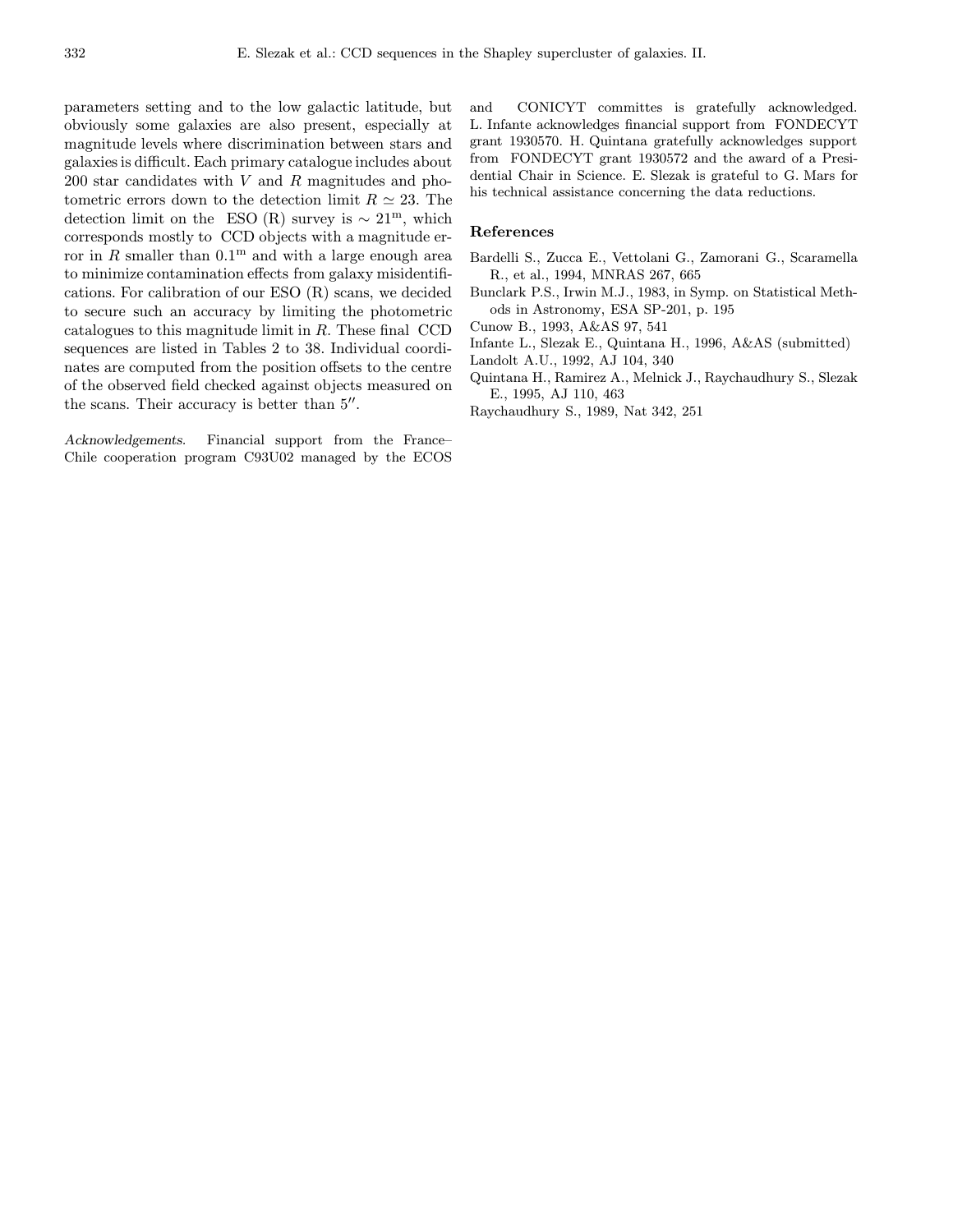parameters setting and to the low galactic latitude, but obviously some galaxies are also present, especially at magnitude levels where discrimination between stars and galaxies is difficult. Each primary catalogue includes about 200 star candidates with $V$ and $R$ magnitudes and photometric errors down to the detection limit $R \simeq 23$. The detection limit on the ESO (R) survey is $\sim 21^{\rm m}$, which corresponds mostly to CCD objects with a magnitude error in $R$ smaller than $0.1^{\rm m}$ and with a large enough area to minimize contamination effects from galaxy misidentifications. For calibration of our ESO (R) scans, we decided to secure such an accuracy by limiting the photometric catalogues to this magnitude limit in $R$. These final CCD sequences are listed in Tables 2 to 38. Individual coordinates are computed from the position offsets to the centre of the observed field checked against objects measured on the scans. Their accuracy is better than $5''$.

*Acknowledgements.* Financial support from the France–Chile cooperation program C93U02 managed by the ECOS and CONICYT committes is gratefully acknowledged. L. Infante acknowledges financial support from FONDECYT grant 1930570. H. Quintana gratefully acknowledges support from FONDECYT grant 1930572 and the award of a Presidential Chair in Science. E. Slezak is grateful to G. Mars for his technical assistance concerning the data reductions.

## References

Bardelli S., Zucca E., Vettolani G., Zamorani G., Scaramella R., et al., 1994, MNRAS 267, 665

Bunclark P.S., Irwin M.J., 1983, in Symp. on Statistical Methods in Astronomy, ESA SP-201, p. 195

Cunow B., 1993, A&AS 97, 541

Infante L., Slezak E., Quintana H., 1996, A&AS (submitted)

Landolt A.U., 1992, AJ 104, 340

Quintana H., Ramirez A., Melnick J., Raychaudhury S., Slezak E., 1995, AJ 110, 463

Raychaudhury S., 1989, Nat 342, 251